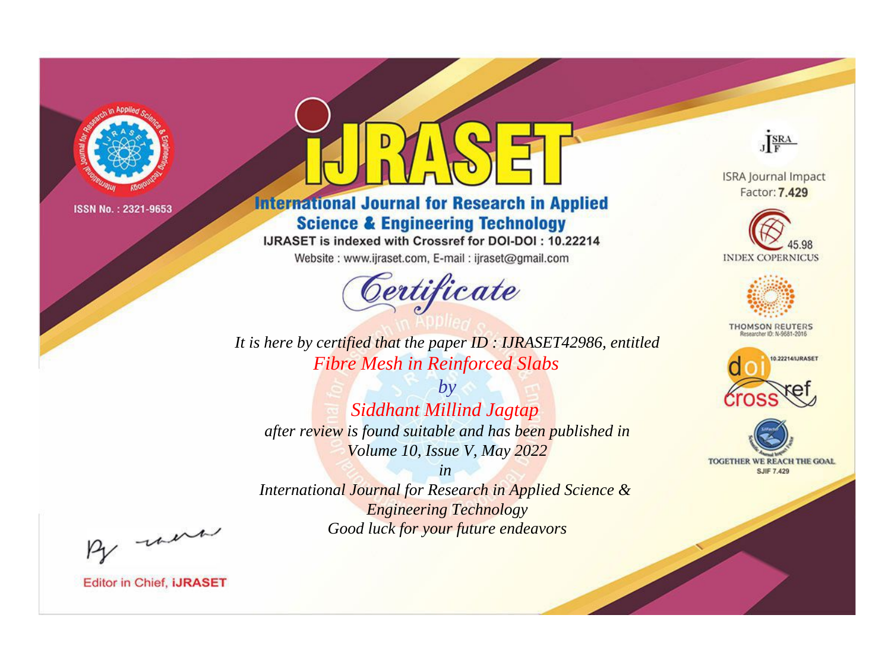ISSN No. : 2321-9653

# iJRASET

## International Journal for Research in Applied Science & Engineering Technology

IJRASET is indexed with Crossref for DOI-DOI : 10.22214

Website : www.ijraset.com, E-mail : ijraset@gmail.com

ISRA Journal Impact Factor: **7.429**

45.98 INDEX COPERNICUS

THOMSON REUTERS Researcher ID: N-9681-2016

10.22214/IJRASET

TOGETHER WE REACH THE GOAL SJIF 7.429

# *Certificate*

*It is here by certified that the paper ID : IJRASET42986, entitled*

*Fibre Mesh in Reinforced Slabs*

*by*

*Siddhant Millind Jagtap*

*after review is found suitable and has been published in*

*Volume 10, Issue V, May 2022*

*in*

*International Journal for Research in Applied Science & Engineering Technology*

*Good luck for your future endeavors*

Editor in Chief, **iJRASET**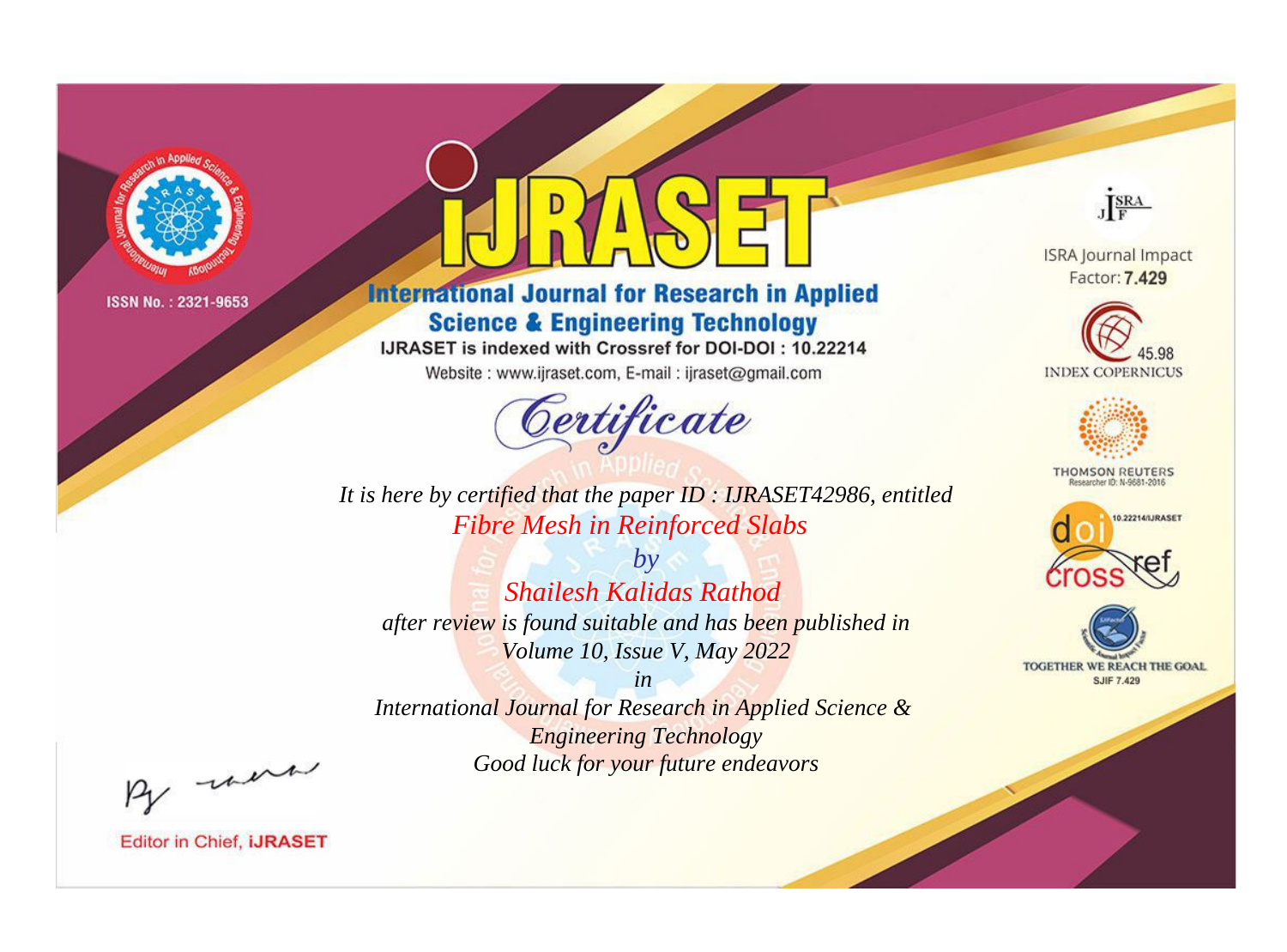ISSN No. : 2321-9653

# iJRASET

## International Journal for Research in Applied Science & Engineering Technology

IJRASET is indexed with Crossref for DOI-DOI : 10.22214

Website : www.ijraset.com, E-mail : ijraset@gmail.com

ISRA Journal Impact Factor: **7.429**

45.98 INDEX COPERNICUS

THOMSON REUTERS Researcher ID: N-9681-2016

10.22214/IJRASET

TOGETHER WE REACH THE GOAL SJIF 7.429

*Certificate*

*It is here by certified that the paper ID : IJRASET42986, entitled*

*Fibre Mesh in Reinforced Slabs*

*by*

*Shailesh Kalidas Rathod*

*after review is found suitable and has been published in*

*Volume 10, Issue V, May 2022*

*in*

*International Journal for Research in Applied Science & Engineering Technology*

*Good luck for your future endeavors*

Editor in Chief, **iJRASET**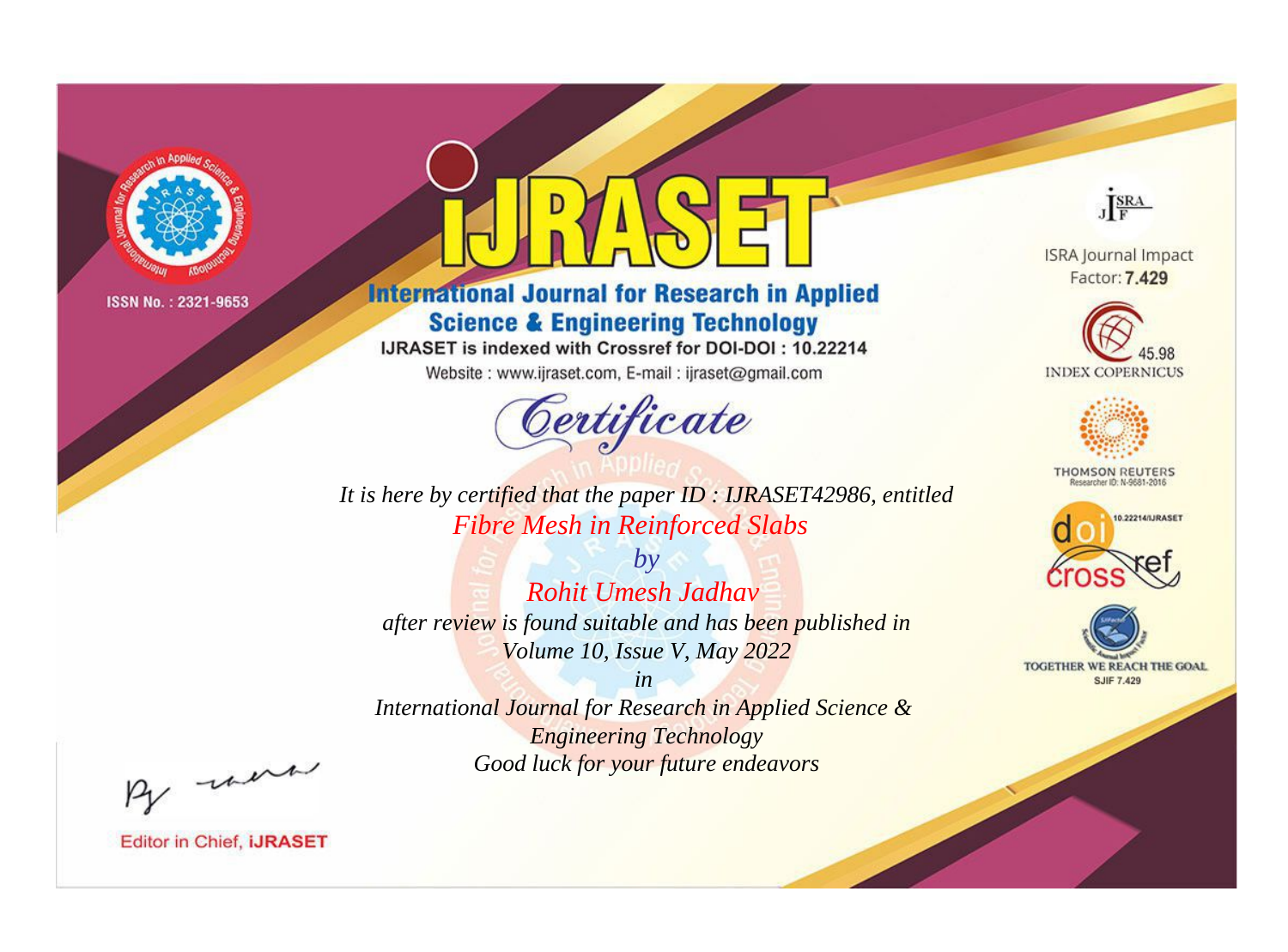ISSN No. : 2321-9653

# iJRASET

## International Journal for Research in Applied Science & Engineering Technology

IJRASET is indexed with Crossref for DOI-DOI : 10.22214

Website : www.ijraset.com, E-mail : ijraset@gmail.com

ISRA Journal Impact Factor: **7.429**

45.98 INDEX COPERNICUS

THOMSON REUTERS Researcher ID: N-9681-2016

10.22214/IJRASET

TOGETHER WE REACH THE GOAL SJIF 7.429

# *Certificate*

*It is here by certified that the paper ID : IJRASET42986, entitled*

*Fibre Mesh in Reinforced Slabs*

*by*

*Rohit Umesh Jadhav*

*after review is found suitable and has been published in*

*Volume 10, Issue V, May 2022*

*in*

*International Journal for Research in Applied Science & Engineering Technology*

*Good luck for your future endeavors*

Editor in Chief, **iJRASET**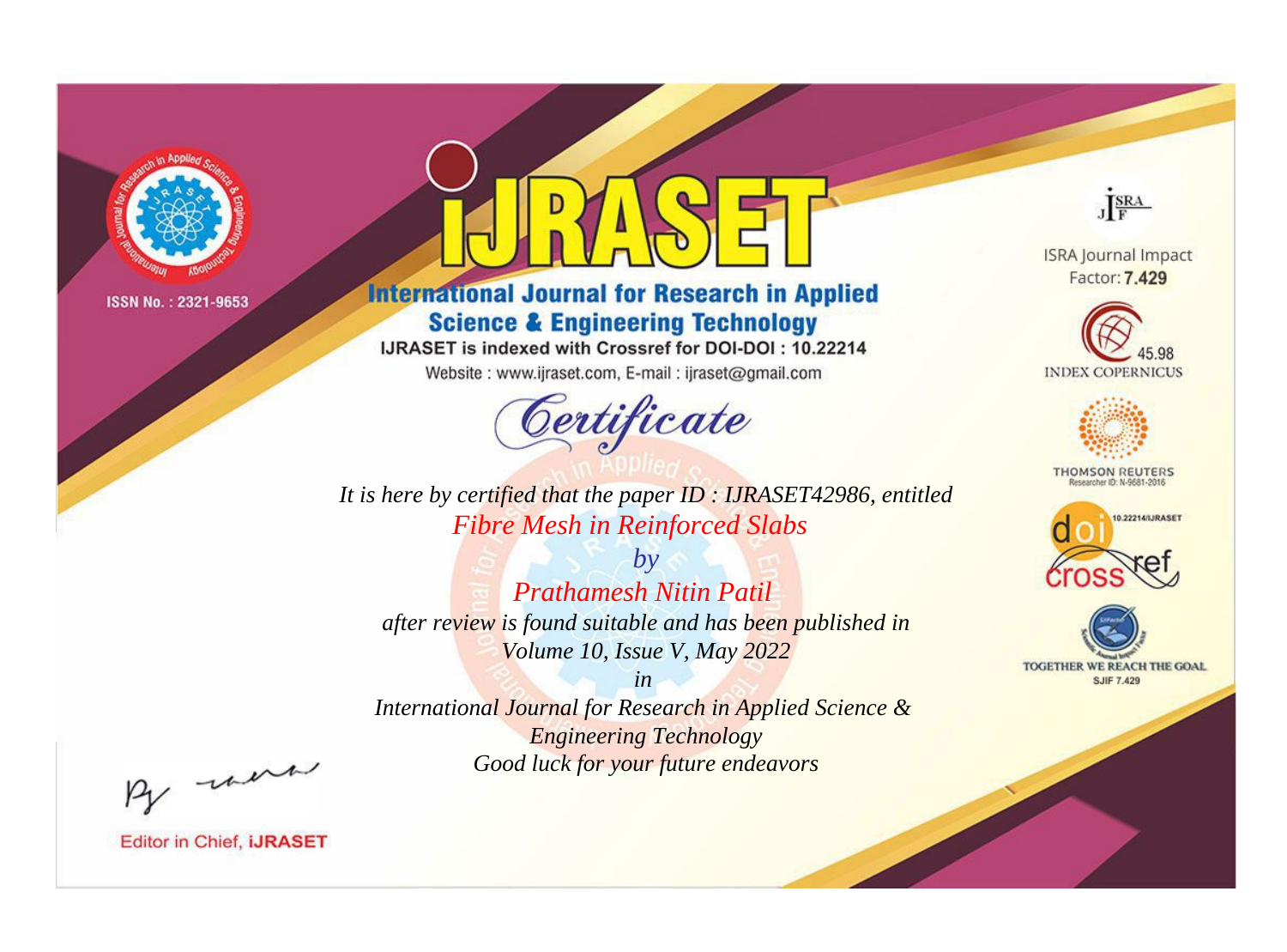ISSN No. : 2321-9653

# iJRASET

**International Journal for Research in Applied Science & Engineering Technology**

IJRASET is indexed with Crossref for DOI-DOI : 10.22214

Website : www.ijraset.com, E-mail : ijraset@gmail.com

## Certificate

*It is here by certified that the paper ID : IJRASET42986, entitled*

*Fibre Mesh in Reinforced Slabs*

*by*

*Prathamesh Nitin Patil*

*after review is found suitable and has been published in*

*Volume 10, Issue V, May 2022*

*in*

*International Journal for Research in Applied Science & Engineering Technology*

*Good luck for your future endeavors*

ISRA Journal Impact Factor: **7.429**

45.98 INDEX COPERNICUS

THOMSON REUTERS Researcher ID: N-9681-2016

10.22214/IJRASET

TOGETHER WE REACH THE GOAL SJIF 7.429

Editor in Chief, **iJRASET**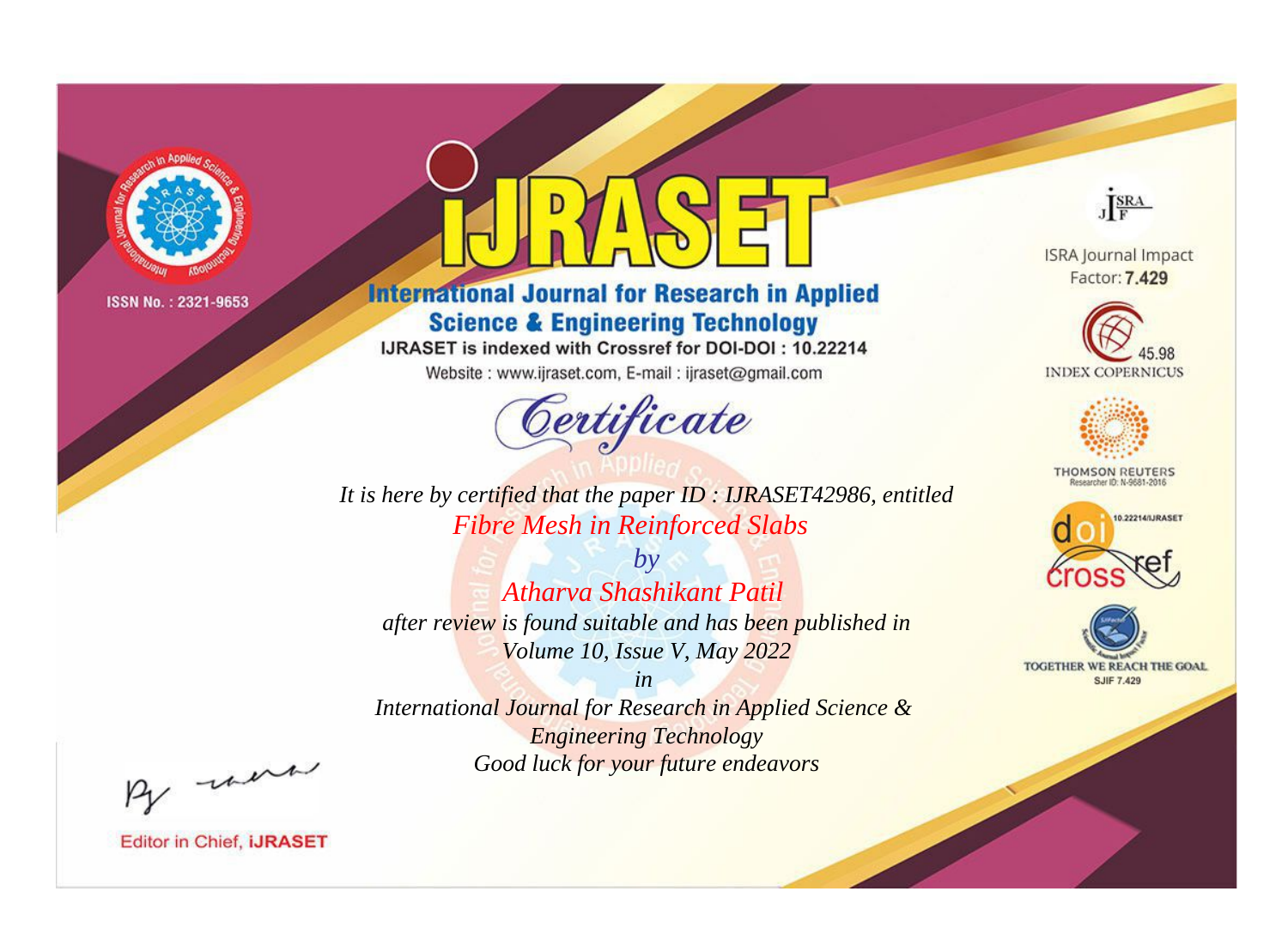ISSN No. : 2321-9653

# International Journal for Research in Applied Science & Engineering Technology

IJRASET is indexed with Crossref for DOI-DOI : 10.22214

Website : www.ijraset.com, E-mail : ijraset@gmail.com

*Certificate*

*It is here by certified that the paper ID : IJRASET42986, entitled*

*Fibre Mesh in Reinforced Slabs*

*by*

*Atharva Shashikant Patil*

*after review is found suitable and has been published in*

*Volume 10, Issue V, May 2022*

*in*

*International Journal for Research in Applied Science & Engineering Technology*

*Good luck for your future endeavors*

ISRA Journal Impact Factor: **7.429**

45.98 INDEX COPERNICUS

THOMSON REUTERS Researcher ID: N-9681-2016

10.22214/IJRASET

TOGETHER WE REACH THE GOAL SJIF 7.429

Editor in Chief, **iJRASET**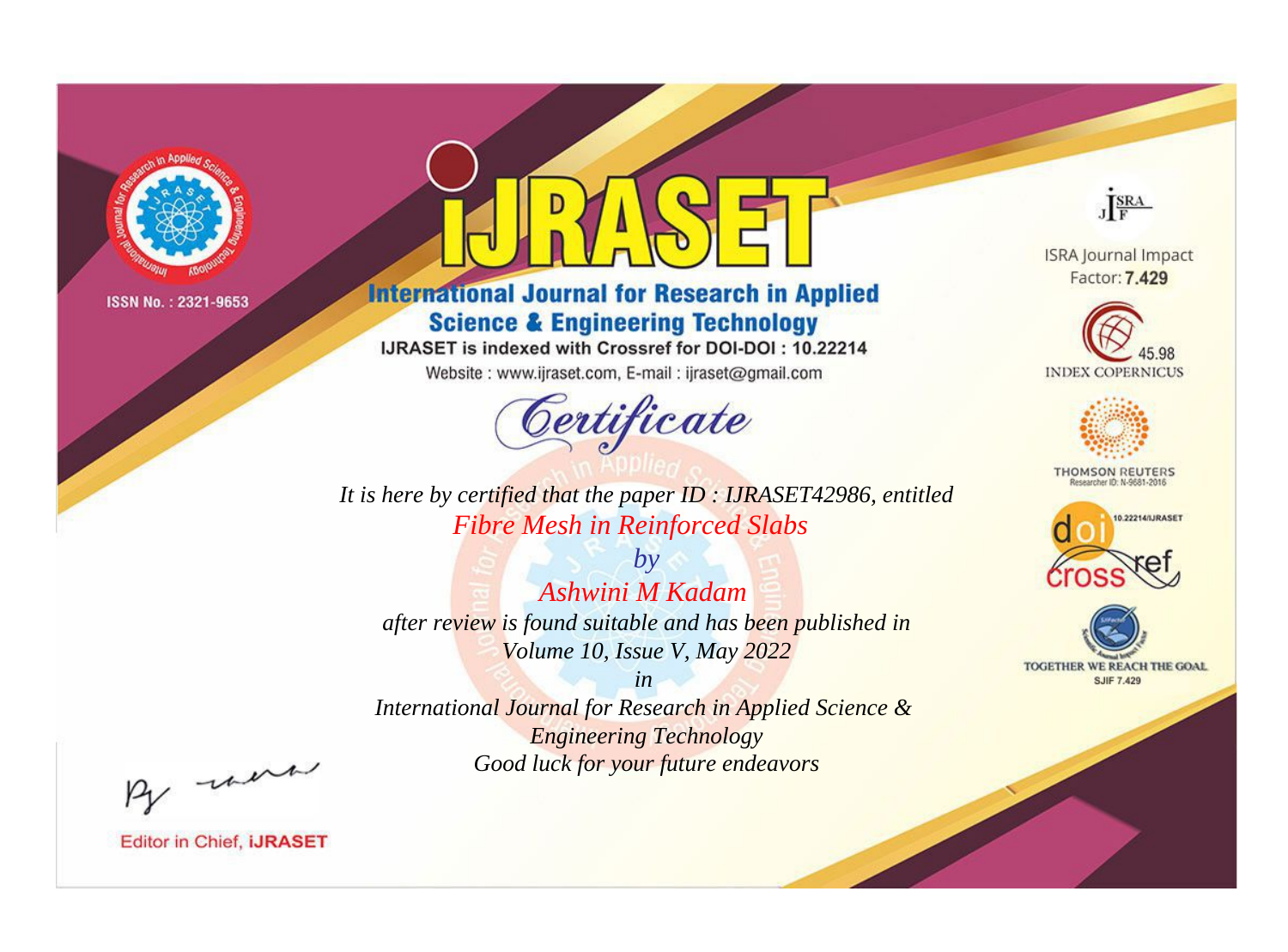ISSN No. : 2321-9653

# iJRASET

## International Journal for Research in Applied Science & Engineering Technology

IJRASET is indexed with Crossref for DOI-DOI : 10.22214

Website : www.ijraset.com, E-mail : ijraset@gmail.com

*Certificate*

*It is here by certified that the paper ID : IJRASET42986, entitled*

*Fibre Mesh in Reinforced Slabs*

*by*

*Ashwini M Kadam*

*after review is found suitable and has been published in*

*Volume 10, Issue V, May 2022*

*in*

*International Journal for Research in Applied Science & Engineering Technology*

*Good luck for your future endeavors*

ISRA Journal Impact Factor: **7.429**

45.98 INDEX COPERNICUS

THOMSON REUTERS Researcher ID: N-9681-2016

10.22214/IJRASET

TOGETHER WE REACH THE GOAL SJIF 7.429

Editor in Chief, **iJRASET**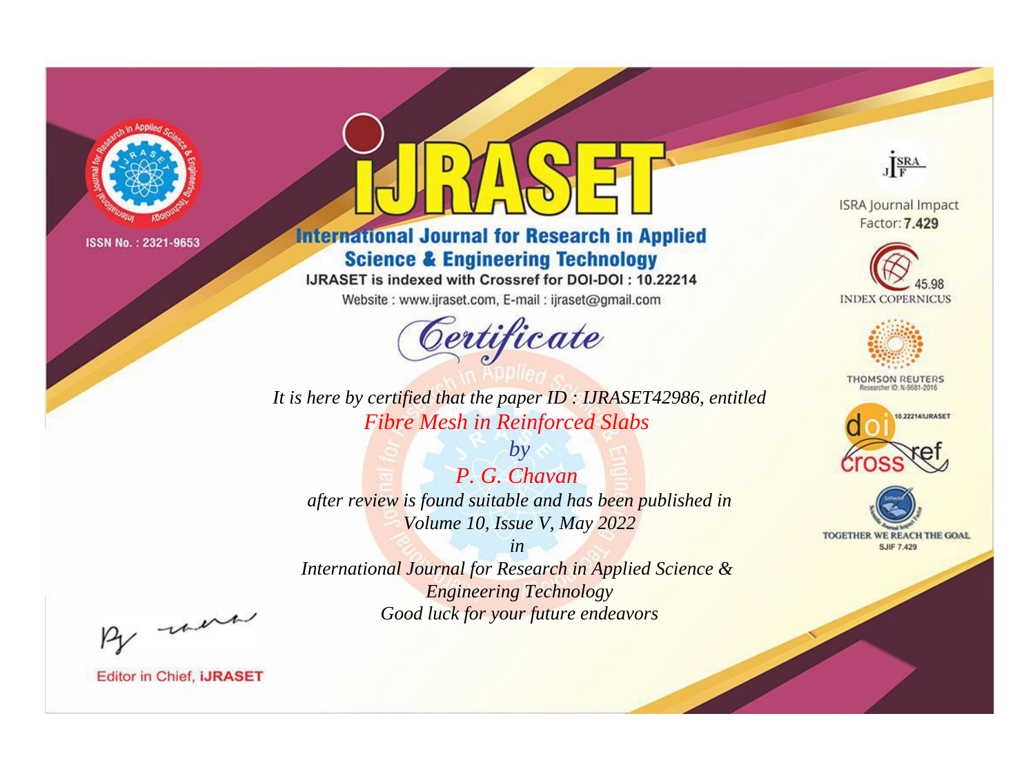ISSN No. : 2321-9653

# iJRASET

## International Journal for Research in Applied Science & Engineering Technology

IJRASET is indexed with Crossref for DOI-DOI : 10.22214

Website : www.ijraset.com, E-mail : ijraset@gmail.com

*Certificate*

*It is here by certified that the paper ID : IJRASET42986, entitled*

*Fibre Mesh in Reinforced Slabs*

*by*

*P. G. Chavan*

*after review is found suitable and has been published in*

*Volume 10, Issue V, May 2022*

*in*

*International Journal for Research in Applied Science & Engineering Technology*

*Good luck for your future endeavors*

ISRA Journal Impact Factor: **7.429**

45.98 INDEX COPERNICUS

THOMSON REUTERS Researcher ID: N-9681-2016

10.22214/IJRASET

TOGETHER WE REACH THE GOAL SJIF 7.429

Editor in Chief, **iJRASET**